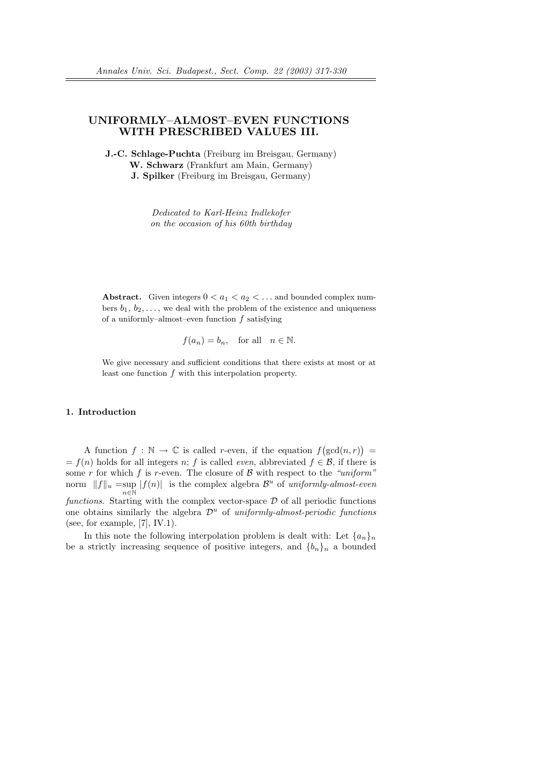# UNIFORMLY–ALMOST–EVEN FUNCTIONS WITH PRESCRIBED VALUES III.

**J.-C. Schlage-Puchta** (Freiburg im Breisgau, Germany)
**W. Schwarz** (Frankfurt am Main, Germany)
**J. Spilker** (Freiburg im Breisgau, Germany)

*Dedicated to Karl-Heinz Indlekofer on the occasion of his 60th birthday*

**Abstract.** Given integers $0 < a_1 < a_2 < \ldots$ and bounded complex numbers $b_1, b_2, \ldots,$ we deal with the problem of the existence and uniqueness of a uniformly–almost–even function $f$ satisfying

$$f(a_n) = b_n, \quad \text{for all} \quad n \in \mathbb{N}.$$

We give necessary and sufficient conditions that there exists at most or at least one function $f$ with this interpolation property.

## 1. Introduction

A function $f : \mathbb{N} \to \mathbb{C}$ is called $r$-even, if the equation $f\big(\gcd(n, r)\big) = f(n)$ holds for all integers $n$; $f$ is called *even*, abbreviated $f \in \mathcal{B}$, if there is some $r$ for which $f$ is $r$-even. The closure of $\mathcal{B}$ with respect to the *"uniform"* norm $\|f\|_u = \sup_{n \in \mathbb{N}} |f(n)|$ is the complex algebra $\mathcal{B}^u$ of *uniformly-almost-even functions*. Starting with the complex vector-space $\mathcal{D}$ of all periodic functions one obtains similarly the algebra $\mathcal{D}^u$ of *uniformly-almost-periodic functions* (see, for example, [7], IV.1).

In this note the following interpolation problem is dealt with: Let $\{a_n\}_n$ be a strictly increasing sequence of positive integers, and $\{b_n\}_n$ a bounded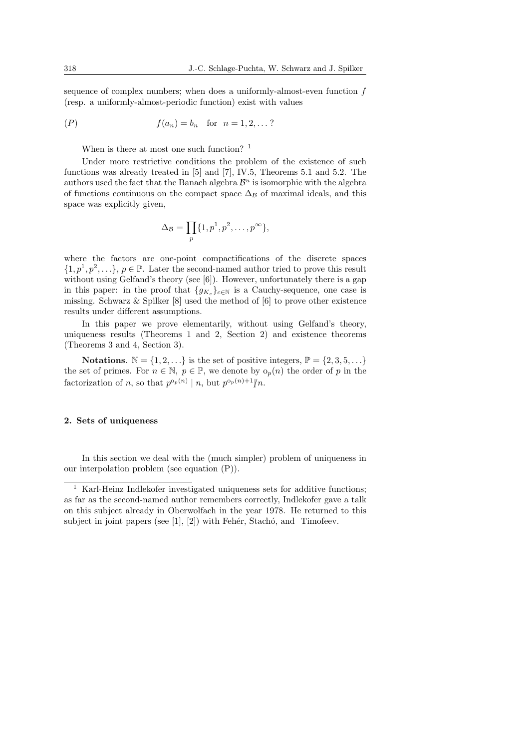sequence of complex numbers; when does a uniformly-almost-even function $f$ (resp. a uniformly-almost-periodic function) exist with values

$$(P) \qquad\qquad f(a_n) = b_n \quad \text{for} \quad n = 1, 2, \dots ?$$

When is there at most one such function? [1]

Under more restrictive conditions the problem of the existence of such functions was already treated in [5] and [7], IV.5, Theorems 5.1 and 5.2. The authors used the fact that the Banach algebra $\mathcal{B}^u$ is isomorphic with the algebra of functions continuous on the compact space $\Delta_{\mathcal{B}}$ of maximal ideals, and this space was explicitly given,

$$\Delta_{\mathcal{B}} = \prod_p \{1, p^1, p^2, \dots, p^\infty\},$$

where the factors are one-point compactifications of the discrete spaces $\{1, p^1, p^2, \dots\}$, $p \in \mathbb{P}$. Later the second-named author tried to prove this result without using Gelfand's theory (see [6]). However, unfortunately there is a gap in this paper: in the proof that $\{g_{K_c}\}_{c\in\mathbb{N}}$ is a Cauchy-sequence, one case is missing. Schwarz & Spilker [8] used the method of [6] to prove other existence results under different assumptions.

In this paper we prove elementarily, without using Gelfand's theory, uniqueness results (Theorems 1 and 2, Section 2) and existence theorems (Theorems 3 and 4, Section 3).

**Notations**. $\mathbb{N} = \{1, 2, \dots\}$ is the set of positive integers, $\mathbb{P} = \{2, 3, 5, \dots\}$ the set of primes. For $n \in \mathbb{N}$, $p \in \mathbb{P}$, we denote by $\mathrm{o}_p(n)$ the order of $p$ in the factorization of $n$, so that $p^{\mathrm{o}_p(n)} \mid n$, but $p^{\mathrm{o}_p(n)+1} \nmid n$.

## 2. Sets of uniqueness

In this section we deal with the (much simpler) problem of uniqueness in our interpolation problem (see equation (P)).

---

[1] Karl-Heinz Indlekofer investigated uniqueness sets for additive functions; as far as the second-named author remembers correctly, Indlekofer gave a talk on this subject already in Oberwolfach in the year 1978. He returned to this subject in joint papers (see [1], [2]) with Fehér, Stachó, and Timofeev.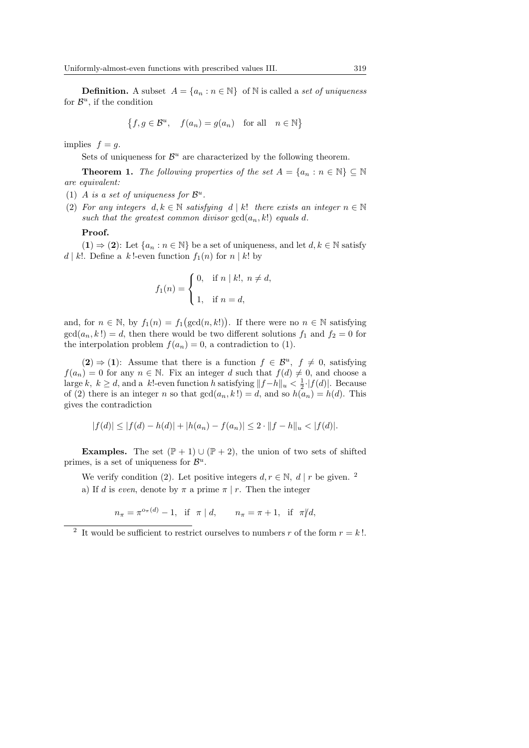**Definition.** A subset $A = \{a_n : n \in \mathbb{N}\}$ of $\mathbb{N}$ is called a *set of uniqueness* for $\mathcal{B}^u$, if the condition

$$\{f, g \in \mathcal{B}^u, \quad f(a_n) = g(a_n) \quad \text{for all} \quad n \in \mathbb{N}\}$$

implies $f = g$.

Sets of uniqueness for $\mathcal{B}^u$ are characterized by the following theorem.

**Theorem 1.** *The following properties of the set $A = \{a_n : n \in \mathbb{N}\} \subseteq \mathbb{N}$ are equivalent:*

(1) *$A$ is a set of uniqueness for $\mathcal{B}^u$.*

(2) *For any integers $d, k \in \mathbb{N}$ satisfying $d \mid k!$ there exists an integer $n \in \mathbb{N}$ such that the greatest common divisor $\gcd(a_n, k!)$ equals $d$.*

**Proof.**

**(1) ⇒ (2)**: Let $\{a_n : n \in \mathbb{N}\}$ be a set of uniqueness, and let $d, k \in \mathbb{N}$ satisfy $d \mid k!$. Define a $k!$-even function $f_1(n)$ for $n \mid k!$ by

$$f_1(n) = \begin{cases} 0, & \text{if } n \mid k!,\ n \neq d, \\ 1, & \text{if } n = d, \end{cases}$$

and, for $n \in \mathbb{N}$, by $f_1(n) = f_1\big(\gcd(n, k!)\big)$. If there were no $n \in \mathbb{N}$ satisfying $\gcd(a_n, k!) = d$, then there would be two different solutions $f_1$ and $f_2 = 0$ for the interpolation problem $f(a_n) = 0$, a contradiction to (1).

**(2) ⇒ (1)**: Assume that there is a function $f \in \mathcal{B}^u$, $f \neq 0$, satisfying $f(a_n) = 0$ for any $n \in \mathbb{N}$. Fix an integer $d$ such that $f(d) \neq 0$, and choose a large $k$, $k \geq d$, and a $k!$-even function $h$ satisfying $\|f - h\|_u < \frac{1}{2} \cdot |f(d)|$. Because of (2) there is an integer $n$ so that $\gcd(a_n, k!) = d$, and so $h(a_n) = h(d)$. This gives the contradiction

$$|f(d)| \leq |f(d) - h(d)| + |h(a_n) - f(a_n)| \leq 2 \cdot \|f - h\|_u < |f(d)|.$$

**Examples.** The set $(\mathbb{P} + 1) \cup (\mathbb{P} + 2)$, the union of two sets of shifted primes, is a set of uniqueness for $\mathcal{B}^u$.

We verify condition (2). Let positive integers $d, r \in \mathbb{N}$, $d \mid r$ be given. [2]

a) If $d$ is *even*, denote by $\pi$ a prime $\pi \mid r$. Then the integer

$$n_\pi = \pi^{o_\pi(d)} - 1, \quad \text{if} \quad \pi \mid d, \qquad n_\pi = \pi + 1, \quad \text{if} \quad \pi \nmid d,$$

[2] It would be sufficient to restrict ourselves to numbers $r$ of the form $r = k!$.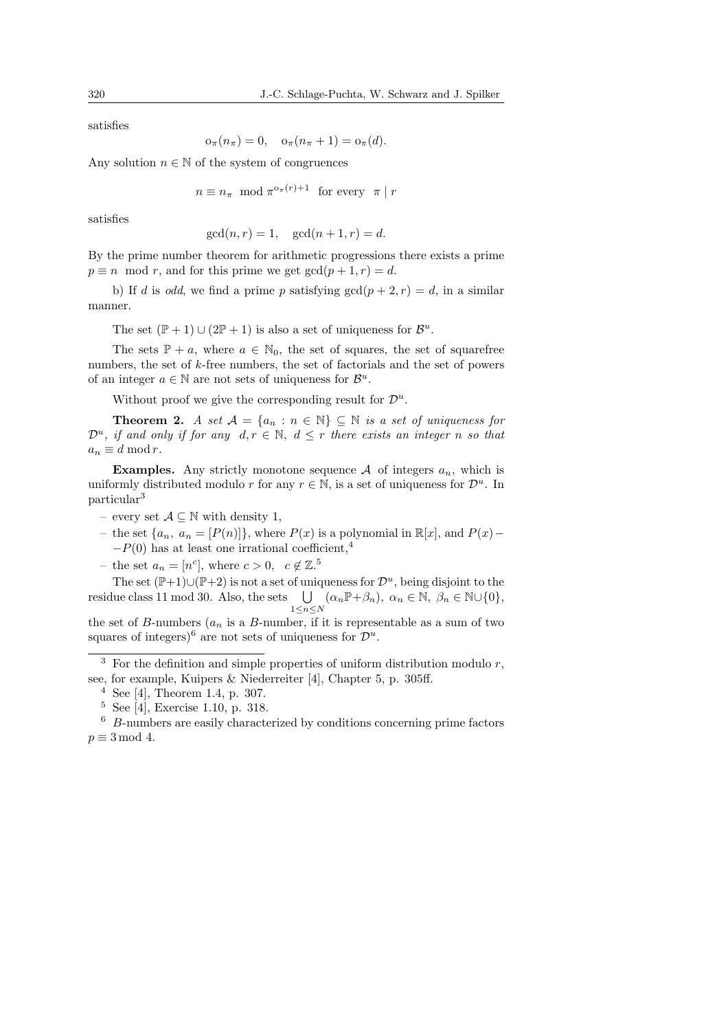satisfies

$$\mathrm{o}_\pi(n_\pi) = 0, \quad \mathrm{o}_\pi(n_\pi + 1) = \mathrm{o}_\pi(d).$$

Any solution $n \in \mathbb{N}$ of the system of congruences

$$n \equiv n_\pi \mod \pi^{\mathrm{o}_\pi(r)+1} \quad \text{for every} \quad \pi \mid r$$

satisfies

$$\gcd(n, r) = 1, \quad \gcd(n + 1, r) = d.$$

By the prime number theorem for arithmetic progressions there exists a prime $p \equiv n \mod r$, and for this prime we get $\gcd(p + 1, r) = d$.

b) If $d$ is *odd*, we find a prime $p$ satisfying $\gcd(p + 2, r) = d$, in a similar manner.

The set $(\mathbb{P} + 1) \cup (2\mathbb{P} + 1)$ is also a set of uniqueness for $\mathcal{B}^u$.

The sets $\mathbb{P} + a$, where $a \in \mathbb{N}_0$, the set of squares, the set of squarefree numbers, the set of $k$-free numbers, the set of factorials and the set of powers of an integer $a \in \mathbb{N}$ are not sets of uniqueness for $\mathcal{B}^u$.

Without proof we give the corresponding result for $\mathcal{D}^u$.

**Theorem 2.** *A set $\mathcal{A} = \{a_n : n \in \mathbb{N}\} \subseteq \mathbb{N}$ is a set of uniqueness for $\mathcal{D}^u$, if and only if for any $d, r \in \mathbb{N}$, $d \leq r$ there exists an integer $n$ so that $a_n \equiv d \bmod r$.*

**Examples.** Any strictly monotone sequence $\mathcal{A}$ of integers $a_n$, which is uniformly distributed modulo $r$ for any $r \in \mathbb{N}$, is a set of uniqueness for $\mathcal{D}^u$. In particular[3]

– every set $\mathcal{A} \subseteq \mathbb{N}$ with density 1,

– the set $\{a_n,\ a_n = [P(n)]\}$, where $P(x)$ is a polynomial in $\mathbb{R}[x]$, and $P(x) - P(0)$ has at least one irrational coefficient,[4]

– the set $a_n = [n^c]$, where $c > 0$, $c \notin \mathbb{Z}$.[5]

The set $(\mathbb{P}+1) \cup (\mathbb{P}+2)$ is not a set of uniqueness for $\mathcal{D}^u$, being disjoint to the residue class 11 mod 30. Also, the sets $\bigcup_{1 \leq n \leq N} (\alpha_n \mathbb{P} + \beta_n)$, $\alpha_n \in \mathbb{N}$, $\beta_n \in \mathbb{N} \cup \{0\}$, the set of $B$-numbers ($a_n$ is a $B$-number, if it is representable as a sum of two squares of integers)[6] are not sets of uniqueness for $\mathcal{D}^u$.

---

[3] For the definition and simple properties of uniform distribution modulo $r$, see, for example, Kuipers & Niederreiter [4], Chapter 5, p. 305ff.

[4] See [4], Theorem 1.4, p. 307.

[5] See [4], Exercise 1.10, p. 318.

[6] $B$-numbers are easily characterized by conditions concerning prime factors $p \equiv 3 \bmod 4$.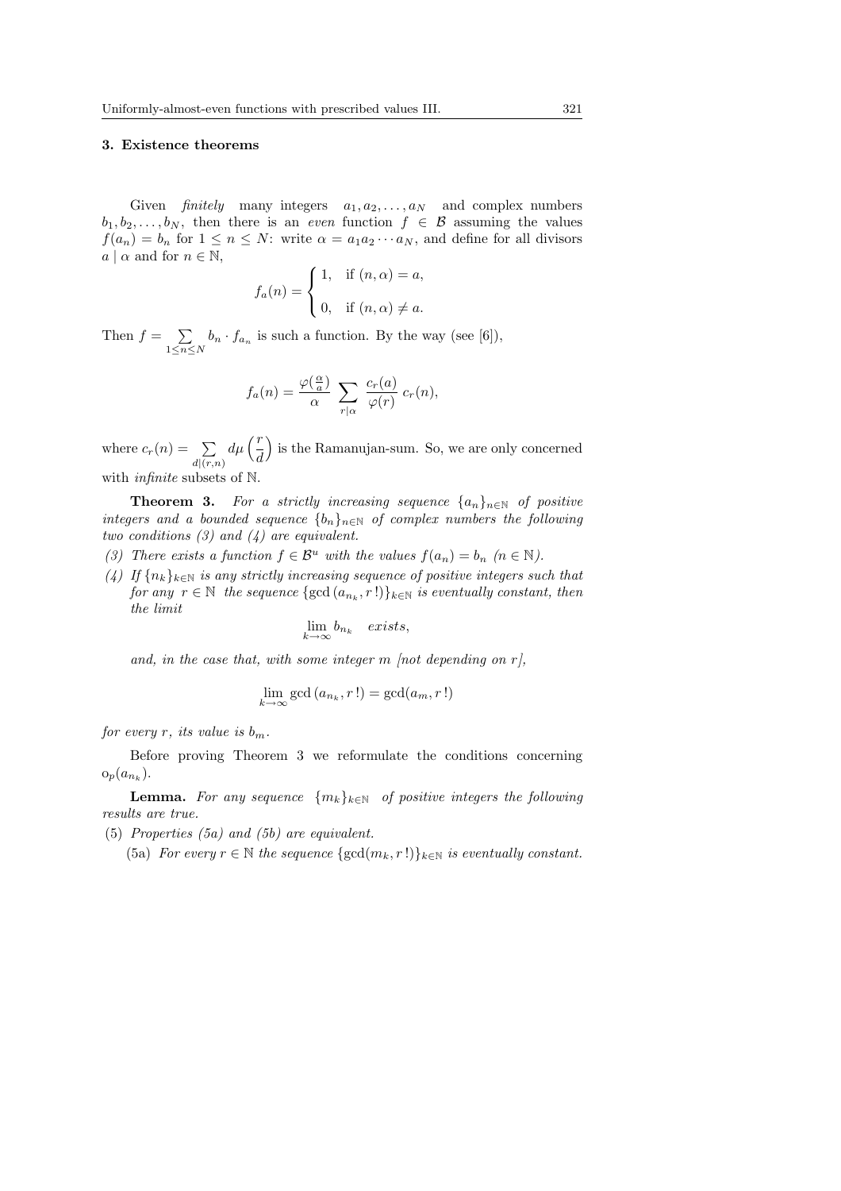### 3. Existence theorems

Given *finitely* many integers $a_1, a_2, \ldots, a_N$ and complex numbers $b_1, b_2, \ldots, b_N$, then there is an *even* function $f \in \mathcal{B}$ assuming the values $f(a_n) = b_n$ for $1 \le n \le N$: write $\alpha = a_1 a_2 \cdots a_N$, and define for all divisors $a \mid \alpha$ and for $n \in \mathbb{N}$,

$$f_a(n) = \begin{cases} 1, & \text{if } (n, \alpha) = a, \\ 0, & \text{if } (n, \alpha) \neq a. \end{cases}$$

Then $f = \sum_{1 \le n \le N} b_n \cdot f_{a_n}$ is such a function. By the way (see [6]),

$$f_a(n) = \frac{\varphi(\frac{\alpha}{a})}{\alpha} \sum_{r \mid \alpha} \frac{c_r(a)}{\varphi(r)} \, c_r(n),$$

where $c_r(n) = \sum_{d \mid (r,n)} d\mu\left(\frac{r}{d}\right)$ is the Ramanujan-sum. So, we are only concerned with *infinite* subsets of $\mathbb{N}$.

**Theorem 3.** *For a strictly increasing sequence $\{a_n\}_{n \in \mathbb{N}}$ of positive integers and a bounded sequence $\{b_n\}_{n \in \mathbb{N}}$ of complex numbers the following two conditions (3) and (4) are equivalent.*

*(3) There exists a function $f \in \mathcal{B}^u$ with the values $f(a_n) = b_n$ $(n \in \mathbb{N})$.*

*(4) If $\{n_k\}_{k \in \mathbb{N}}$ is any strictly increasing sequence of positive integers such that for any $r \in \mathbb{N}$ the sequence $\{\gcd(a_{n_k}, r\,!)\}_{k \in \mathbb{N}}$ is eventually constant, then the limit*

$$\lim_{k \to \infty} b_{n_k} \quad \textit{exists},$$

*and, in the case that, with some integer $m$ [not depending on $r$],*

$$\lim_{k \to \infty} \gcd(a_{n_k}, r\,!) = \gcd(a_m, r\,!)$$

*for every $r$, its value is $b_m$.*

Before proving Theorem 3 we reformulate the conditions concerning $\mathrm{o}_p(a_{n_k})$.

**Lemma.** *For any sequence $\{m_k\}_{k \in \mathbb{N}}$ of positive integers the following results are true.*

(5) *Properties (5a) and (5b) are equivalent.*

(5a) *For every $r \in \mathbb{N}$ the sequence $\{\gcd(m_k, r\,!)\}_{k \in \mathbb{N}}$ is eventually constant.*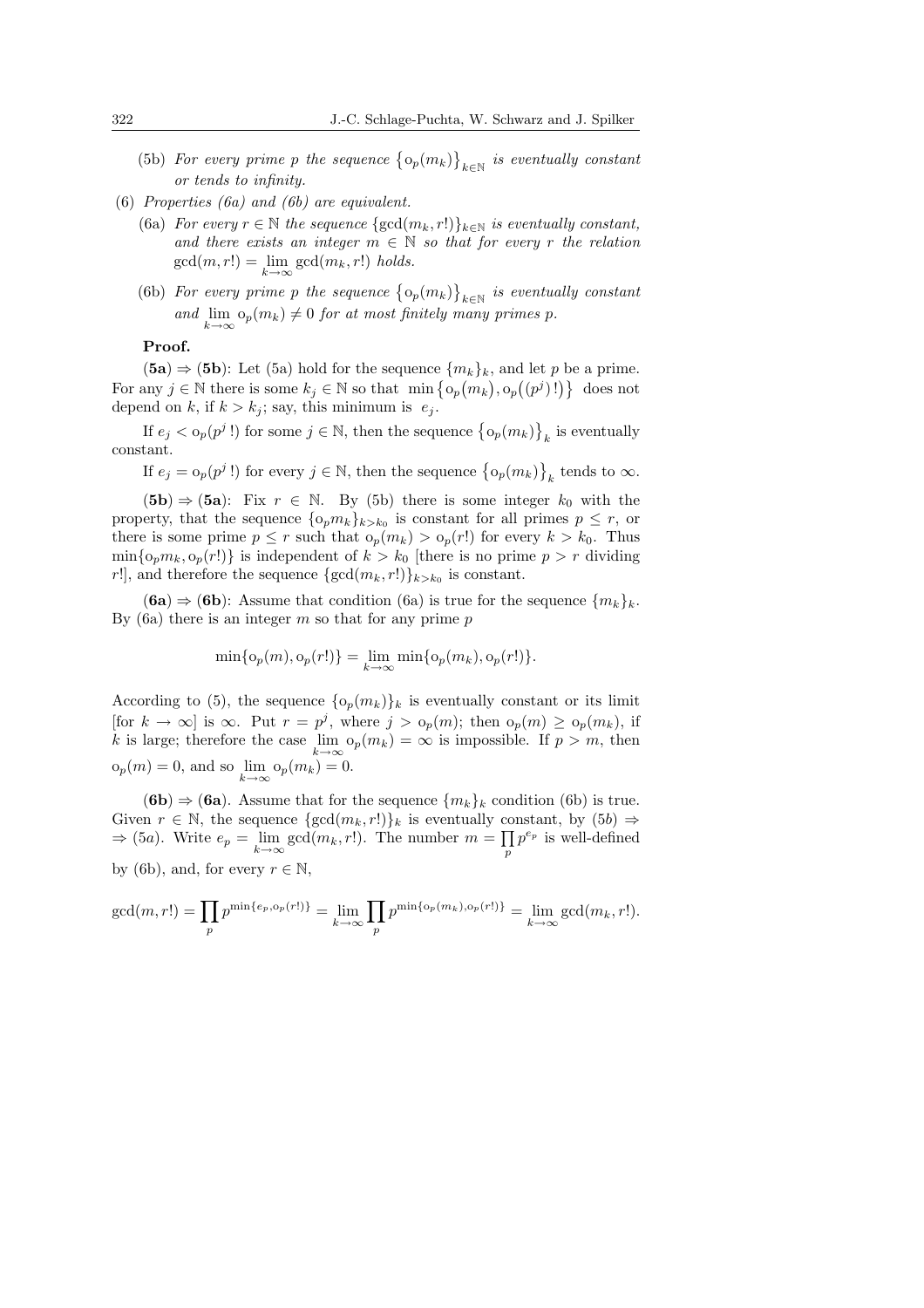(5b) *For every prime $p$ the sequence $\{\mathrm{o}_p(m_k)\}_{k\in\mathbb{N}}$ is eventually constant or tends to infinity.*

(6) *Properties (6a) and (6b) are equivalent.*

(6a) *For every $r \in \mathbb{N}$ the sequence $\{\gcd(m_k, r!)\}_{k\in\mathbb{N}}$ is eventually constant, and there exists an integer $m \in \mathbb{N}$ so that for every $r$ the relation $\gcd(m, r!) = \lim_{k\to\infty} \gcd(m_k, r!)$ holds.*

(6b) *For every prime $p$ the sequence $\{\mathrm{o}_p(m_k)\}_{k\in\mathbb{N}}$ is eventually constant and $\lim_{k\to\infty} \mathrm{o}_p(m_k) \neq 0$ for at most finitely many primes $p$.*

**Proof.**

**(5a) ⇒ (5b)**: Let (5a) hold for the sequence $\{m_k\}_k$, and let $p$ be a prime. For any $j \in \mathbb{N}$ there is some $k_j \in \mathbb{N}$ so that $\min\{\mathrm{o}_p(m_k), \mathrm{o}_p((p^j)!)\}$ does not depend on $k$, if $k > k_j$; say, this minimum is $e_j$.

If $e_j < \mathrm{o}_p(p^j!)$ for some $j \in \mathbb{N}$, then the sequence $\{\mathrm{o}_p(m_k)\}_k$ is eventually constant.

If $e_j = \mathrm{o}_p(p^j!)$ for every $j \in \mathbb{N}$, then the sequence $\{\mathrm{o}_p(m_k)\}_k$ tends to $\infty$.

**(5b) ⇒ (5a)**: Fix $r \in \mathbb{N}$. By (5b) there is some integer $k_0$ with the property, that the sequence $\{\mathrm{o}_p m_k\}_{k>k_0}$ is constant for all primes $p \le r$, or there is some prime $p \le r$ such that $\mathrm{o}_p(m_k) > \mathrm{o}_p(r!)$ for every $k > k_0$. Thus $\min\{\mathrm{o}_p m_k, \mathrm{o}_p(r!)\}$ is independent of $k > k_0$ [there is no prime $p > r$ dividing $r!$], and therefore the sequence $\{\gcd(m_k, r!)\}_{k>k_0}$ is constant.

**(6a) ⇒ (6b)**: Assume that condition (6a) is true for the sequence $\{m_k\}_k$. By (6a) there is an integer $m$ so that for any prime $p$

$$\min\{\mathrm{o}_p(m), \mathrm{o}_p(r!)\} = \lim_{k\to\infty} \min\{\mathrm{o}_p(m_k), \mathrm{o}_p(r!)\}.$$

According to (5), the sequence $\{\mathrm{o}_p(m_k)\}_k$ is eventually constant or its limit [for $k \to \infty$] is $\infty$. Put $r = p^j$, where $j > \mathrm{o}_p(m)$; then $\mathrm{o}_p(m) \ge \mathrm{o}_p(m_k)$, if $k$ is large; therefore the case $\lim_{k\to\infty} \mathrm{o}_p(m_k) = \infty$ is impossible. If $p > m$, then $\mathrm{o}_p(m) = 0$, and so $\lim_{k\to\infty} \mathrm{o}_p(m_k) = 0$.

**(6b) ⇒ (6a)**. Assume that for the sequence $\{m_k\}_k$ condition (6b) is true. Given $r \in \mathbb{N}$, the sequence $\{\gcd(m_k, r!)\}_k$ is eventually constant, by $(5b) \Rightarrow$ $\Rightarrow (5a)$. Write $e_p = \lim_{k\to\infty} \gcd(m_k, r!)$. The number $m = \prod_p p^{e_p}$ is well-defined by (6b), and, for every $r \in \mathbb{N}$,

$$\gcd(m, r!) = \prod_p p^{\min\{e_p, \mathrm{o}_p(r!)\}} = \lim_{k\to\infty} \prod_p p^{\min\{\mathrm{o}_p(m_k), \mathrm{o}_p(r!)\}} = \lim_{k\to\infty} \gcd(m_k, r!).$$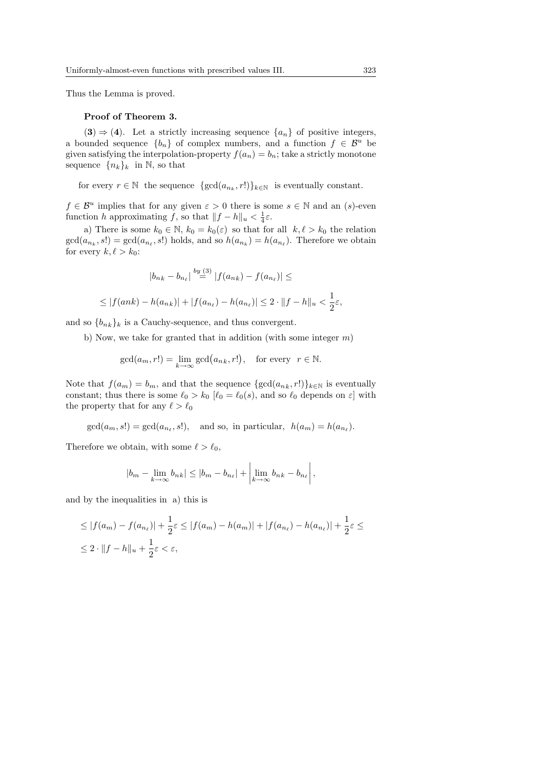Thus the Lemma is proved.

**Proof of Theorem 3.**

**(3)** $\Rightarrow$ **(4)**. Let a strictly increasing sequence $\{a_n\}$ of positive integers, a bounded sequence $\{b_n\}$ of complex numbers, and a function $f \in \mathcal{B}^u$ be given satisfying the interpolation-property $f(a_n) = b_n$; take a strictly monotone sequence $\{n_k\}_k$ in $\mathbb{N}$, so that

$$\text{for every } r \in \mathbb{N} \text{ the sequence } \{\gcd(a_{n_k}, r!)\}_{k\in\mathbb{N}} \text{ is eventually constant.}$$

$f \in \mathcal{B}^u$ implies that for any given $\varepsilon > 0$ there is some $s \in \mathbb{N}$ and an $(s)$-even function $h$ approximating $f$, so that $\|f - h\|_u < \frac{1}{4}\varepsilon$.

a) There is some $k_0 \in \mathbb{N}$, $k_0 = k_0(\varepsilon)$ so that for all $k, \ell > k_0$ the relation $\gcd(a_{n_k}, s!) = \gcd(a_{n_\ell}, s!)$ holds, and so $h(a_{n_k}) = h(a_{n_\ell})$. Therefore we obtain for every $k, \ell > k_0$:

$$|b_{nk} - b_{n_\ell}| \overset{by\ (3)}{=} |f(a_{nk}) - f(a_{n_\ell})| \le$$

$$\le |f(ank) - h(a_{nk})| + |f(a_{n_\ell}) - h(a_{n_\ell})| \le 2 \cdot \|f - h\|_u < \frac{1}{2}\varepsilon,$$

and so $\{b_{nk}\}_k$ is a Cauchy-sequence, and thus convergent.

b) Now, we take for granted that in addition (with some integer $m$)

$$\gcd(a_m, r!) = \lim_{k\to\infty} \gcd\bigl(a_{nk}, r!\bigr), \quad \text{for every } \ r \in \mathbb{N}.$$

Note that $f(a_m) = b_m$, and that the sequence $\{\gcd(a_{n_k}, r!)\}_{k\in\mathbb{N}}$ is eventually constant; thus there is some $\ell_0 > k_0$ [$\ell_0 = \ell_0(s)$, and so $\ell_0$ depends on $\varepsilon$] with the property that for any $\ell > \ell_0$

$$\gcd(a_m, s!) = \gcd(a_{n_\ell}, s!), \quad \text{and so, in particular,} \ \ h(a_m) = h(a_{n_\ell}).$$

Therefore we obtain, with some $\ell > \ell_0$,

$$|b_m - \lim_{k\to\infty} b_{nk}| \le |b_m - b_{n_\ell}| + \left|\lim_{k\to\infty} b_{nk} - b_{n_\ell}\right|,$$

and by the inequalities in a) this is

$$\le |f(a_m) - f(a_{n_\ell})| + \frac{1}{2}\varepsilon \le |f(a_m) - h(a_m)| + |f(a_{n_\ell}) - h(a_{n_\ell})| + \frac{1}{2}\varepsilon \le$$

$$\le 2 \cdot \|f - h\|_u + \frac{1}{2}\varepsilon < \varepsilon,$$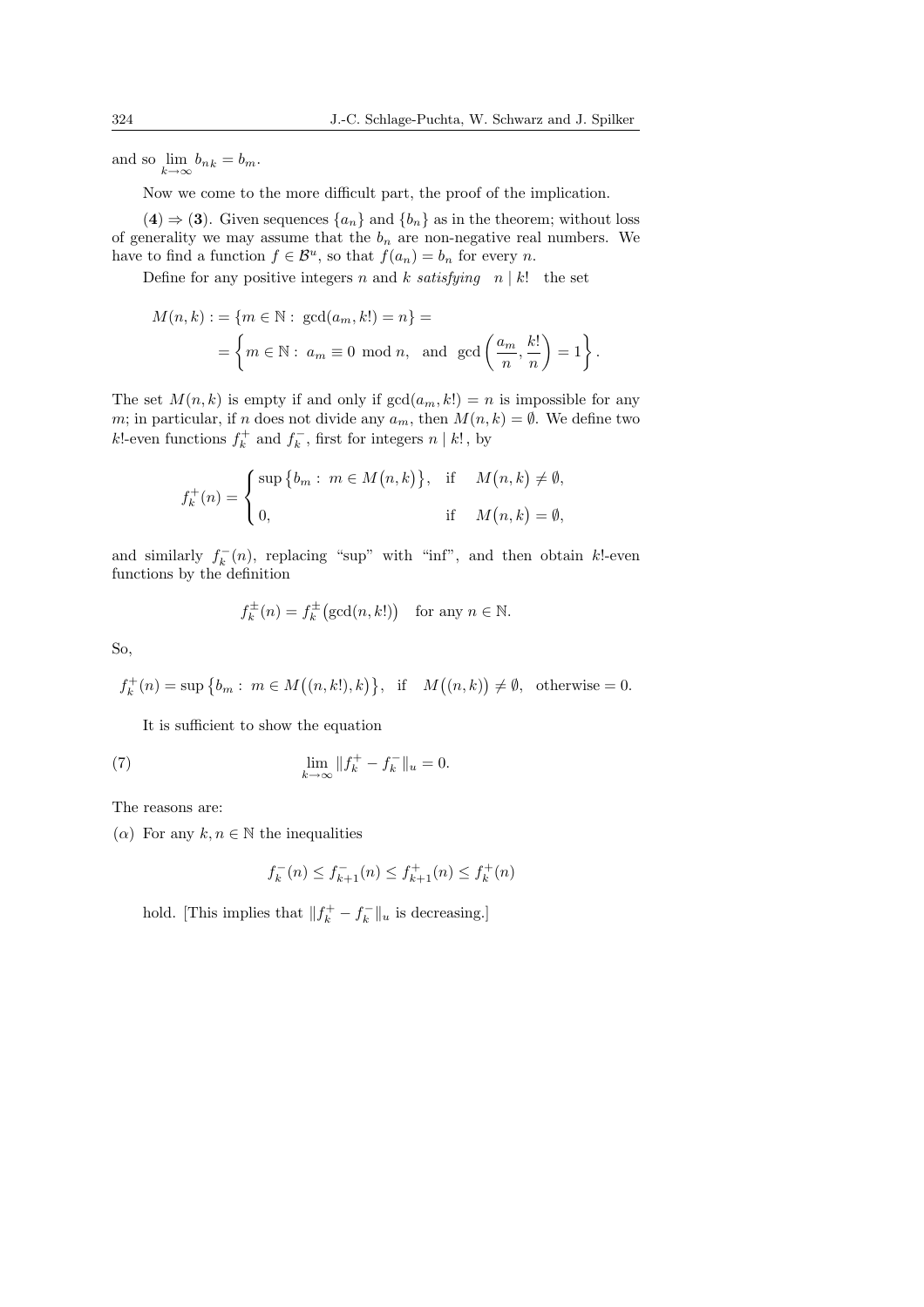and so $\lim_{k\to\infty} b_{nk} = b_m$.

Now we come to the more difficult part, the proof of the implication.

(**4**) $\Rightarrow$ (**3**). Given sequences $\{a_n\}$ and $\{b_n\}$ as in the theorem; without loss of generality we may assume that the $b_n$ are non-negative real numbers. We have to find a function $f \in \mathcal{B}^u$, so that $f(a_n) = b_n$ for every $n$.

Define for any positive integers $n$ and $k$ *satisfying* $n \mid k!$ the set

$$M(n,k) := \{m \in \mathbb{N} :\ \gcd(a_m, k!) = n\} = \\ = \left\{ m \in \mathbb{N} :\ a_m \equiv 0 \bmod n, \text{ and } \gcd\left(\frac{a_m}{n}, \frac{k!}{n}\right) = 1 \right\}.$$

The set $M(n,k)$ is empty if and only if $\gcd(a_m, k!) = n$ is impossible for any $m$; in particular, if $n$ does not divide any $a_m$, then $M(n,k) = \emptyset$. We define two $k!$-even functions $f_k^+$ and $f_k^-$, first for integers $n \mid k!$, by

$$f_k^+(n) = \begin{cases} \sup\big\{b_m :\ m \in M\big(n,k\big)\big\}, & \text{if } \quad M\big(n,k\big) \neq \emptyset, \\ 0, & \text{if } \quad M\big(n,k\big) = \emptyset, \end{cases}$$

and similarly $f_k^-(n)$, replacing "sup" with "inf", and then obtain $k!$-even functions by the definition

$$f_k^{\pm}(n) = f_k^{\pm}\big(\gcd(n,k!)\big) \quad \text{for any } n \in \mathbb{N}.$$

So,

$$f_k^+(n) = \sup\big\{b_m :\ m \in M\big((n,k!),k\big)\big\}, \quad \text{if} \quad M\big((n,k)\big) \neq \emptyset, \quad \text{otherwise} = 0.$$

It is sufficient to show the equation

$$\lim_{k\to\infty} \|f_k^+ - f_k^-\|_u = 0. \tag{7}$$

The reasons are:

($\alpha$) For any $k, n \in \mathbb{N}$ the inequalities

$$f_k^-(n) \leq f_{k+1}^-(n) \leq f_{k+1}^+(n) \leq f_k^+(n)$$

hold. [This implies that $\|f_k^+ - f_k^-\|_u$ is decreasing.]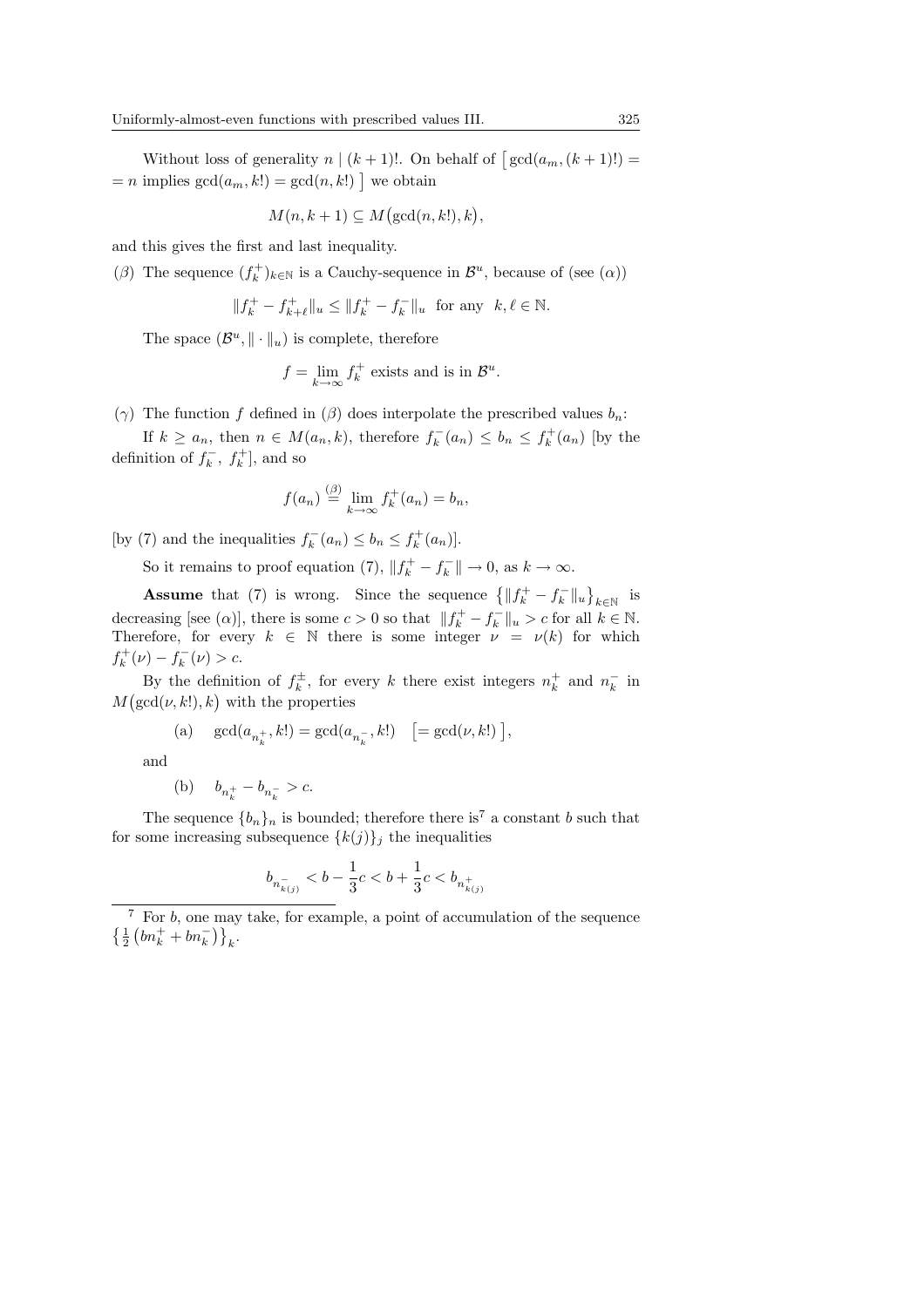Without loss of generality $n \mid (k+1)!$. On behalf of $\big[\gcd(a_m,(k+1)!) = n$ implies $\gcd(a_m,k!) = \gcd(n,k!)\,\big]$ we obtain

$$M(n,k+1) \subseteq M\big(\gcd(n,k!),k\big),$$

and this gives the first and last inequality.

($\beta$) The sequence $(f_k^+)_{k\in\mathbb{N}}$ is a Cauchy-sequence in $\mathcal{B}^u$, because of (see ($\alpha$))

$$\|f_k^+ - f_{k+\ell}^+\|_u \le \|f_k^+ - f_k^-\|_u \quad \text{for any} \quad k,\ell \in \mathbb{N}.$$

The space $(\mathcal{B}^u, \|\cdot\|_u)$ is complete, therefore

$$f = \lim_{k\to\infty} f_k^+ \text{ exists and is in } \mathcal{B}^u.$$

($\gamma$) The function $f$ defined in ($\beta$) does interpolate the prescribed values $b_n$:

If $k \ge a_n$, then $n \in M(a_n,k)$, therefore $f_k^-(a_n) \le b_n \le f_k^+(a_n)$ [by the definition of $f_k^-$, $f_k^+$], and so

$$f(a_n) \overset{(\beta)}{=} \lim_{k\to\infty} f_k^+(a_n) = b_n,$$

[by (7) and the inequalities $f_k^-(a_n) \le b_n \le f_k^+(a_n)$].

So it remains to proof equation (7), $\|f_k^+ - f_k^-\| \to 0$, as $k \to \infty$.

**Assume** that (7) is wrong. Since the sequence $\big\{\|f_k^+ - f_k^-\|_u\big\}_{k\in\mathbb{N}}$ is decreasing [see ($\alpha$)], there is some $c > 0$ so that $\|f_k^+ - f_k^-\|_u > c$ for all $k \in \mathbb{N}$. Therefore, for every $k \in \mathbb{N}$ there is some integer $\nu = \nu(k)$ for which $f_k^+(\nu) - f_k^-(\nu) > c$.

By the definition of $f_k^\pm$, for every $k$ there exist integers $n_k^+$ and $n_k^-$ in $M\big(\gcd(\nu,k!),k\big)$ with the properties

(a) $\quad \gcd(a_{n_k^+},k!) = \gcd(a_{n_k^-},k!) \quad \big[= \gcd(\nu,k!)\,\big]$,

and

(b) $\quad b_{n_k^+} - b_{n_k^-} > c.$

The sequence $\{b_n\}_n$ is bounded; therefore there is[7] a constant $b$ such that for some increasing subsequence $\{k(j)\}_j$ the inequalities

$$b_{n^-_{k(j)}} < b - \frac{1}{3}c < b + \frac{1}{3}c < b_{n^+_{k(j)}}$$

[7] For $b$, one may take, for example, a point of accumulation of the sequence $\big\{\frac{1}{2}\big(bn_k^+ + bn_k^-\big)\big\}_k$.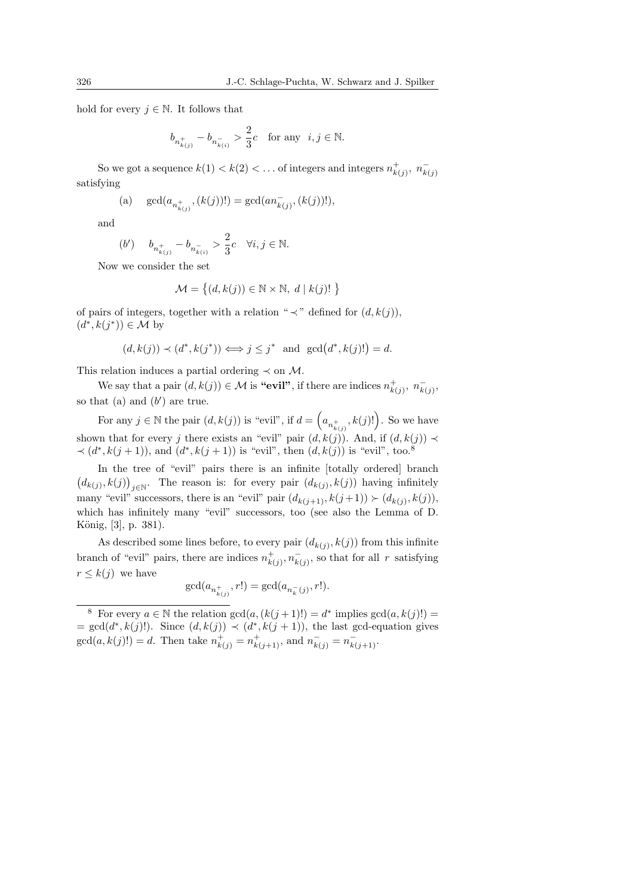hold for every $j \in \mathbb{N}$. It follows that

$$b_{n^+_{k(j)}} - b_{n^-_{k(i)}} > \frac{2}{3}c \quad \text{for any} \quad i, j \in \mathbb{N}.$$

So we got a sequence $k(1) < k(2) < \ldots$ of integers and integers $n^+_{k(j)}$, $n^-_{k(j)}$ satisfying

$$\text{(a)} \quad \gcd(a_{n^+_{k(j)}}, (k(j))!) = \gcd(an^-_{k(j)}, (k(j))!),$$

and

$$(b') \quad b_{n^+_{k(j)}} - b_{n^-_{k(i)}} > \frac{2}{3}c \quad \forall i, j \in \mathbb{N}.$$

Now we consider the set

$$\mathcal{M} = \{(d, k(j)) \in \mathbb{N} \times \mathbb{N},\ d \mid k(j)!\ \}$$

of pairs of integers, together with a relation "$\prec$" defined for $(d, k(j))$, $(d^*, k(j^*)) \in \mathcal{M}$ by

$$(d, k(j)) \prec (d^*, k(j^*)) \Longleftrightarrow j \le j^* \text{ and } \gcd\big(d^*, k(j)!\big) = d.$$

This relation induces a partial ordering $\prec$ on $\mathcal{M}$.

We say that a pair $(d, k(j)) \in \mathcal{M}$ is **"evil"**, if there are indices $n^+_{k(j)}$, $n^-_{k(j)}$, so that (a) and $(b')$ are true.

For any $j \in \mathbb{N}$ the pair $(d, k(j))$ is "evil", if $d = \Big(a_{n^+_{k(j)}}, k(j)!\Big)$. So we have shown that for every $j$ there exists an "evil" pair $(d, k(j))$. And, if $(d, k(j)) \prec (d^*, k(j+1))$, and $(d^*, k(j+1))$ is "evil", then $(d, k(j))$ is "evil", too.[8]

In the tree of "evil" pairs there is an infinite [totally ordered] branch $\big(d_{k(j)}, k(j)\big)_{j \in \mathbb{N}}$. The reason is: for every pair $(d_{k(j)}, k(j))$ having infinitely many "evil" successors, there is an "evil" pair $(d_{k(j+1)}, k(j+1)) \succ (d_{k(j)}, k(j))$, which has infinitely many "evil" successors, too (see also the Lemma of D. König, [3], p. 381).

As described some lines before, to every pair $(d_{k(j)}, k(j))$ from this infinite branch of "evil" pairs, there are indices $n^+_{k(j)}, n^-_{k(j)}$, so that for all $r$ satisfying $r \le k(j)$ we have

$$\gcd(a_{n^+_{k(j)}}, r!) = \gcd(a_{n^-_k(j)}, r!).$$

[8] For every $a \in \mathbb{N}$ the relation $\gcd(a, (k(j+1)!) = d^*$ implies $\gcd(a, k(j)!) = \gcd(d^*, k(j)!)$. Since $(d, k(j)) \prec (d^*, k(j+1))$, the last gcd-equation gives $\gcd(a, k(j)!) = d$. Then take $n^+_{k(j)} = n^+_{k(j+1)}$, and $n^-_{k(j)} = n^-_{k(j+1)}$.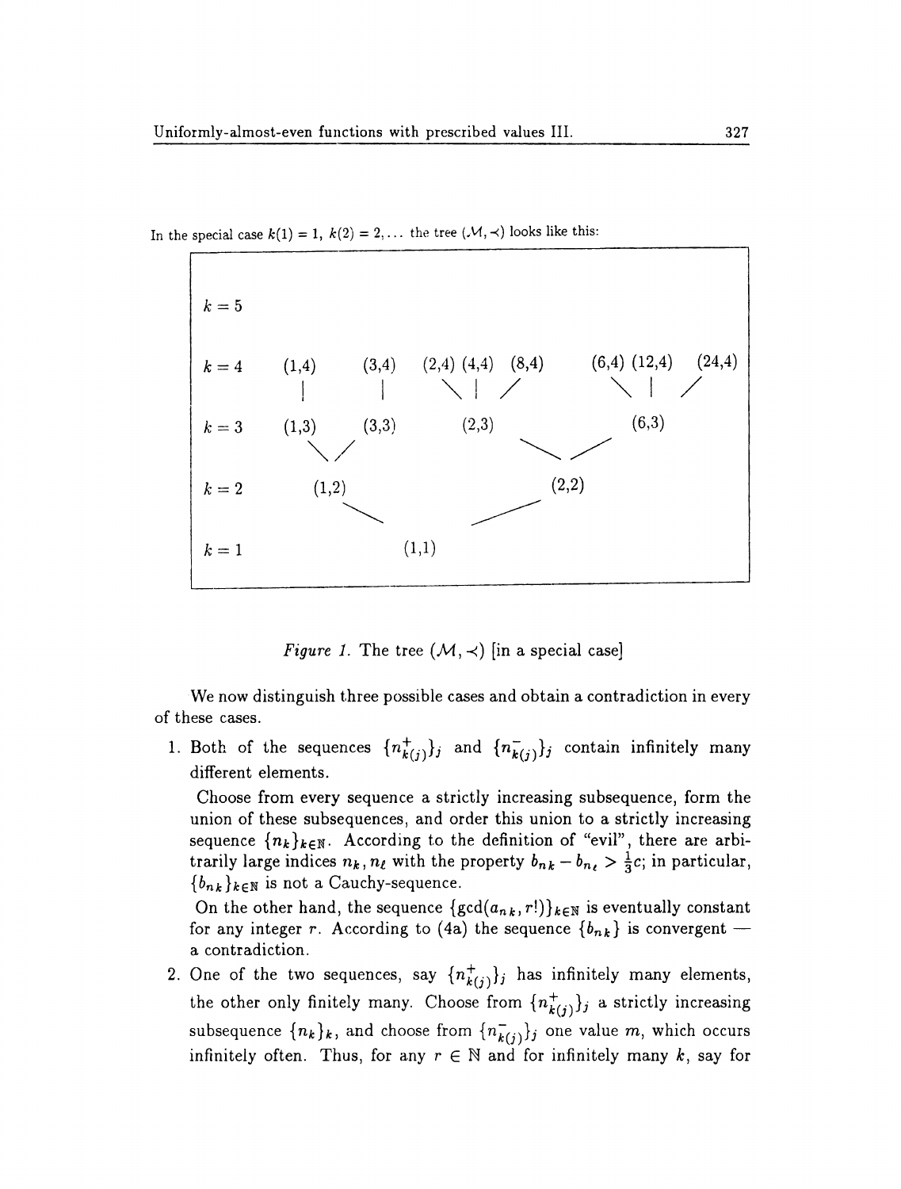In the special case $k(1) = 1$, $k(2) = 2, \dots$ the tree $(\mathcal{M}, \prec)$ looks like this:

```
k = 5

k = 4    (1,4)      (3,4)    (2,4) (4,4)  (8,4)      (6,4) (12,4)   (24,4)
           |          |          \   |   /               \   |    /
k = 3    (1,3)      (3,3)         (2,3)                    (6,3)
            \        /                     \          /
k = 2         (1,2)                             (2,2)
                    \                         /
k = 1                          (1,1)
```

*Figure 1.* The tree $(\mathcal{M}, \prec)$ [in a special case]

We now distinguish three possible cases and obtain a contradiction in every of these cases.

1. Both of the sequences $\{n^+_{k(j)}\}_j$ and $\{n^-_{k(j)}\}_j$ contain infinitely many different elements.

   Choose from every sequence a strictly increasing subsequence, form the union of these subsequences, and order this union to a strictly increasing sequence $\{n_k\}_{k \in \mathbb{N}}$. According to the definition of "evil", there are arbitrarily large indices $n_k, n_\ell$ with the property $b_{n_k} - b_{n_\ell} > \frac{1}{3}c$; in particular, $\{b_{n_k}\}_{k \in \mathbb{N}}$ is not a Cauchy-sequence.

   On the other hand, the sequence $\{\gcd(a_{n_k}, r!)\}_{k \in \mathbb{N}}$ is eventually constant for any integer $r$. According to (4a) the sequence $\{b_{n_k}\}$ is convergent — a contradiction.

2. One of the two sequences, say $\{n^+_{k(j)}\}_j$ has infinitely many elements, the other only finitely many. Choose from $\{n^+_{k(j)}\}_j$ a strictly increasing subsequence $\{n_k\}_k$, and choose from $\{n^-_{k(j)}\}_j$ one value $m$, which occurs infinitely often. Thus, for any $r \in \mathbb{N}$ and for infinitely many $k$, say for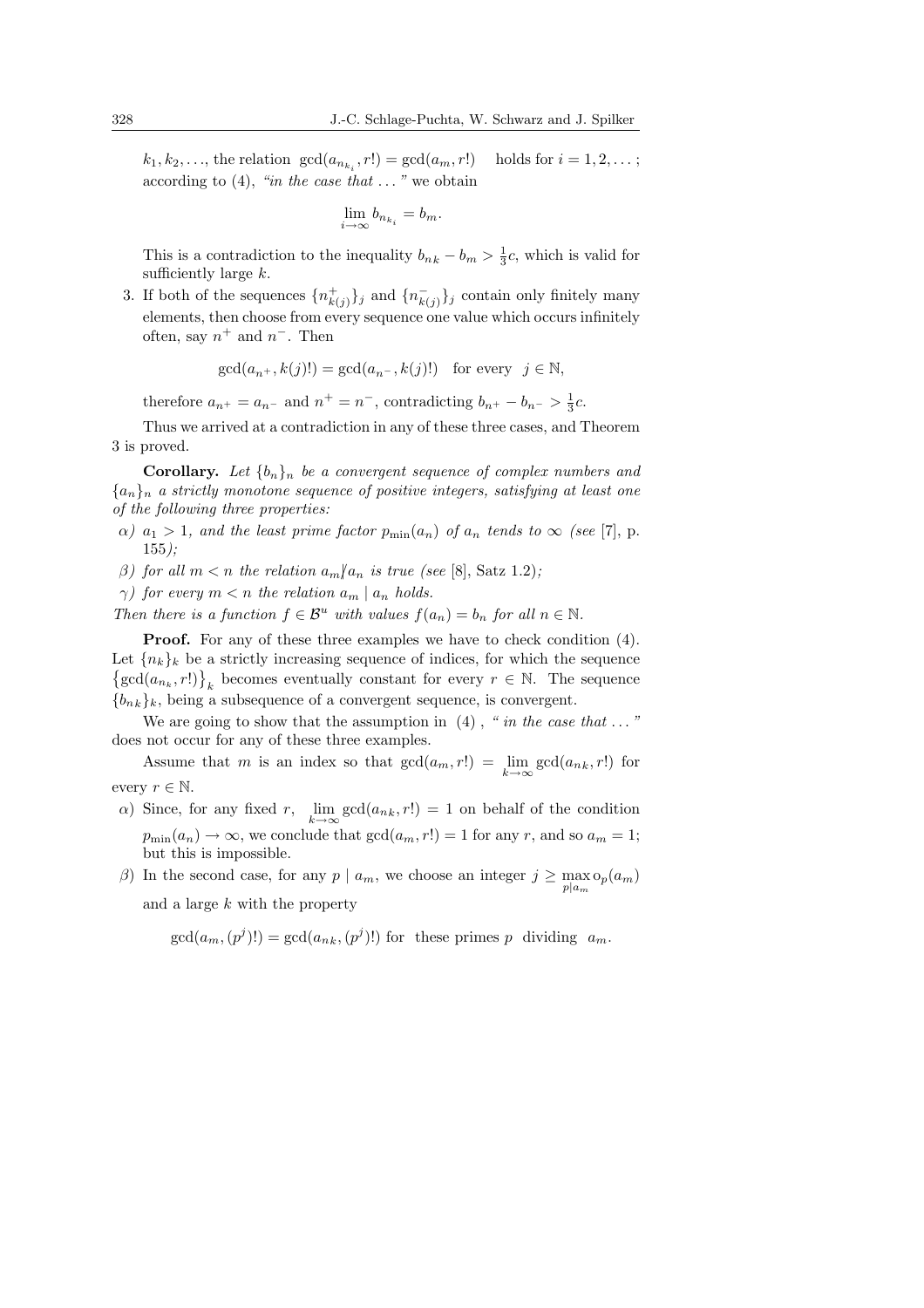$k_1, k_2, \ldots$, the relation $\gcd(a_{n_{k_i}}, r!) = \gcd(a_m, r!)$ holds for $i = 1, 2, \ldots$; according to (4), *"in the case that ..."* we obtain

$$\lim_{i\to\infty} b_{n_{k_i}} = b_m.$$

This is a contradiction to the inequality $b_{nk} - b_m > \frac{1}{3}c$, which is valid for sufficiently large $k$.

3. If both of the sequences $\{n^+_{k(j)}\}_j$ and $\{n^-_{k(j)}\}_j$ contain only finitely many elements, then choose from every sequence one value which occurs infinitely often, say $n^+$ and $n^-$. Then

$$\gcd(a_{n^+}, k(j)!) = \gcd(a_{n^-}, k(j)!) \quad \text{for every} \quad j \in \mathbb{N},$$

therefore $a_{n^+} = a_{n^-}$ and $n^+ = n^-$, contradicting $b_{n^+} - b_{n^-} > \frac{1}{3}c$.

Thus we arrived at a contradiction in any of these three cases, and Theorem 3 is proved.

**Corollary.** *Let $\{b_n\}_n$ be a convergent sequence of complex numbers and $\{a_n\}_n$ a strictly monotone sequence of positive integers, satisfying at least one of the following three properties:*

*α) $a_1 > 1$, and the least prime factor $p_{\min}(a_n)$ of $a_n$ tends to $\infty$ (see* [7], p. 155*);*

*β) for all $m < n$ the relation $a_m \nmid a_n$ is true (see* [8], Satz 1.2*);*

*γ) for every $m < n$ the relation $a_m \mid a_n$ holds.*

*Then there is a function $f \in \mathcal{B}^u$ with values $f(a_n) = b_n$ for all $n \in \mathbb{N}$.*

**Proof.** For any of these three examples we have to check condition (4). Let $\{n_k\}_k$ be a strictly increasing sequence of indices, for which the sequence $\{\gcd(a_{n_k}, r!)\}_k$ becomes eventually constant for every $r \in \mathbb{N}$. The sequence $\{b_{nk}\}_k$, being a subsequence of a convergent sequence, is convergent.

We are going to show that the assumption in (4), *" in the case that ... "* does not occur for any of these three examples.

Assume that $m$ is an index so that $\gcd(a_m, r!) = \lim_{k\to\infty} \gcd(a_{nk}, r!)$ for every $r \in \mathbb{N}$.

α) Since, for any fixed $r$, $\lim_{k\to\infty} \gcd(a_{nk}, r!) = 1$ on behalf of the condition $p_{\min}(a_n) \to \infty$, we conclude that $\gcd(a_m, r!) = 1$ for any $r$, and so $a_m = 1$; but this is impossible.

β) In the second case, for any $p \mid a_m$, we choose an integer $j \geq \max_{p\mid a_m} \mathrm{o}_p(a_m)$ and a large $k$ with the property

$$\gcd(a_m, (p^j)!) = \gcd(a_{nk}, (p^j)!) \text{ for these primes } p \text{ dividing } a_m.$$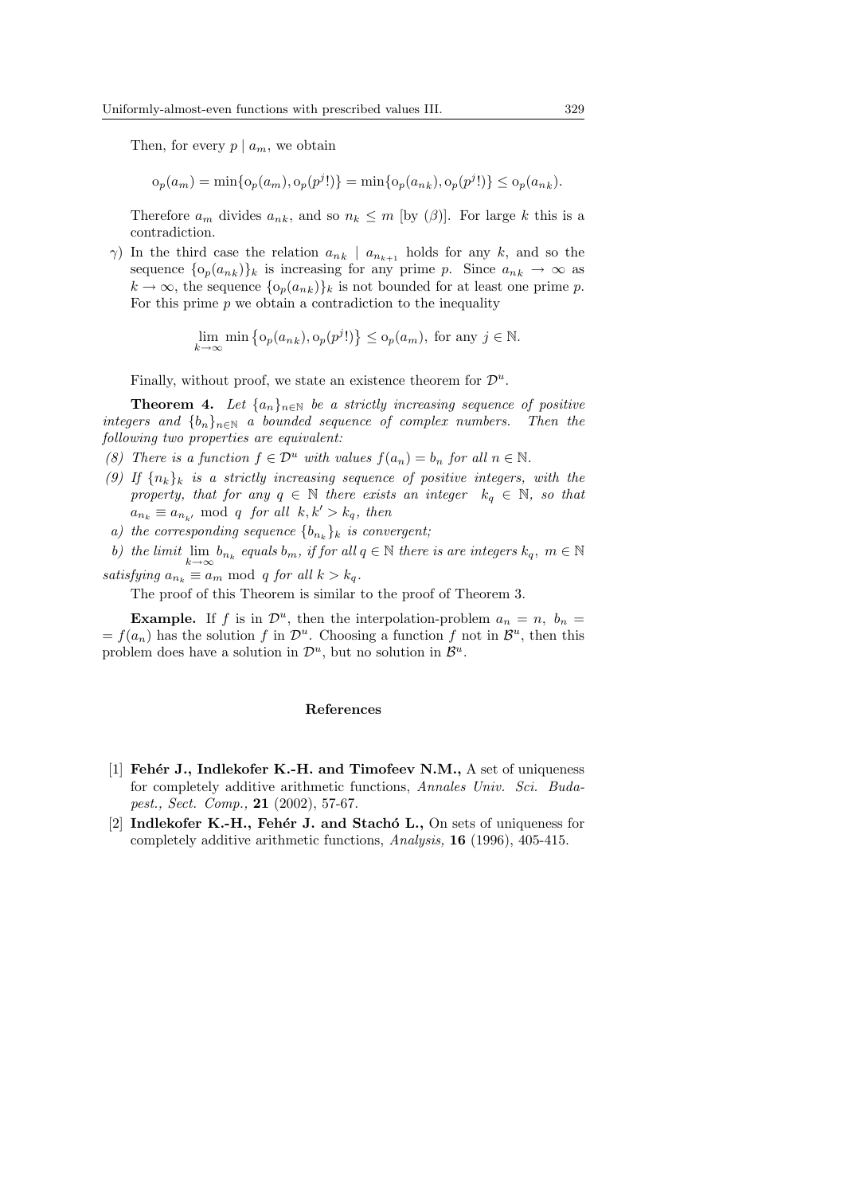Then, for every $p \mid a_m$, we obtain

$$\mathrm{o}_p(a_m) = \min\{\mathrm{o}_p(a_m), \mathrm{o}_p(p^j!)\} = \min\{\mathrm{o}_p(a_{nk}), \mathrm{o}_p(p^j!)\} \le \mathrm{o}_p(a_{nk}).$$

Therefore $a_m$ divides $a_{nk}$, and so $n_k \le m$ [by $(\beta)$]. For large $k$ this is a contradiction.

$\gamma$) In the third case the relation $a_{nk} \mid a_{n_{k+1}}$ holds for any $k$, and so the sequence $\{\mathrm{o}_p(a_{nk})\}_k$ is increasing for any prime $p$. Since $a_{nk} \to \infty$ as $k \to \infty$, the sequence $\{\mathrm{o}_p(a_{nk})\}_k$ is not bounded for at least one prime $p$. For this prime $p$ we obtain a contradiction to the inequality

$$\lim_{k\to\infty} \min\left\{\mathrm{o}_p(a_{nk}), \mathrm{o}_p(p^j!)\right\} \le \mathrm{o}_p(a_m), \text{ for any } j \in \mathbb{N}.$$

Finally, without proof, we state an existence theorem for $\mathcal{D}^u$.

**Theorem 4.** *Let $\{a_n\}_{n\in\mathbb{N}}$ be a strictly increasing sequence of positive integers and $\{b_n\}_{n\in\mathbb{N}}$ a bounded sequence of complex numbers. Then the following two properties are equivalent:*

*(8) There is a function $f \in \mathcal{D}^u$ with values $f(a_n) = b_n$ for all $n \in \mathbb{N}$.*

*(9) If $\{n_k\}_k$ is a strictly increasing sequence of positive integers, with the property, that for any $q \in \mathbb{N}$ there exists an integer $k_q \in \mathbb{N}$, so that $a_{n_k} \equiv a_{n_{k'}} \bmod q$ for all $k, k' > k_q$, then*

*a) the corresponding sequence $\{b_{n_k}\}_k$ is convergent;*

*b) the limit $\lim\limits_{k\to\infty} b_{n_k}$ equals $b_m$, if for all $q \in \mathbb{N}$ there is are integers $k_q$, $m \in \mathbb{N}$ satisfying $a_{n_k} \equiv a_m \bmod q$ for all $k > k_q$.*

The proof of this Theorem is similar to the proof of Theorem 3.

**Example.** If $f$ is in $\mathcal{D}^u$, then the interpolation-problem $a_n = n$, $b_n = f(a_n)$ has the solution $f$ in $\mathcal{D}^u$. Choosing a function $f$ not in $\mathcal{B}^u$, then this problem does have a solution in $\mathcal{D}^u$, but no solution in $\mathcal{B}^u$.

## References

[1] **Fehér J., Indlekofer K.-H. and Timofeev N.M.,** A set of uniqueness for completely additive arithmetic functions, *Annales Univ. Sci. Budapest., Sect. Comp.,* **21** (2002), 57-67.

[2] **Indlekofer K.-H., Fehér J. and Stachó L.,** On sets of uniqueness for completely additive arithmetic functions, *Analysis,* **16** (1996), 405-415.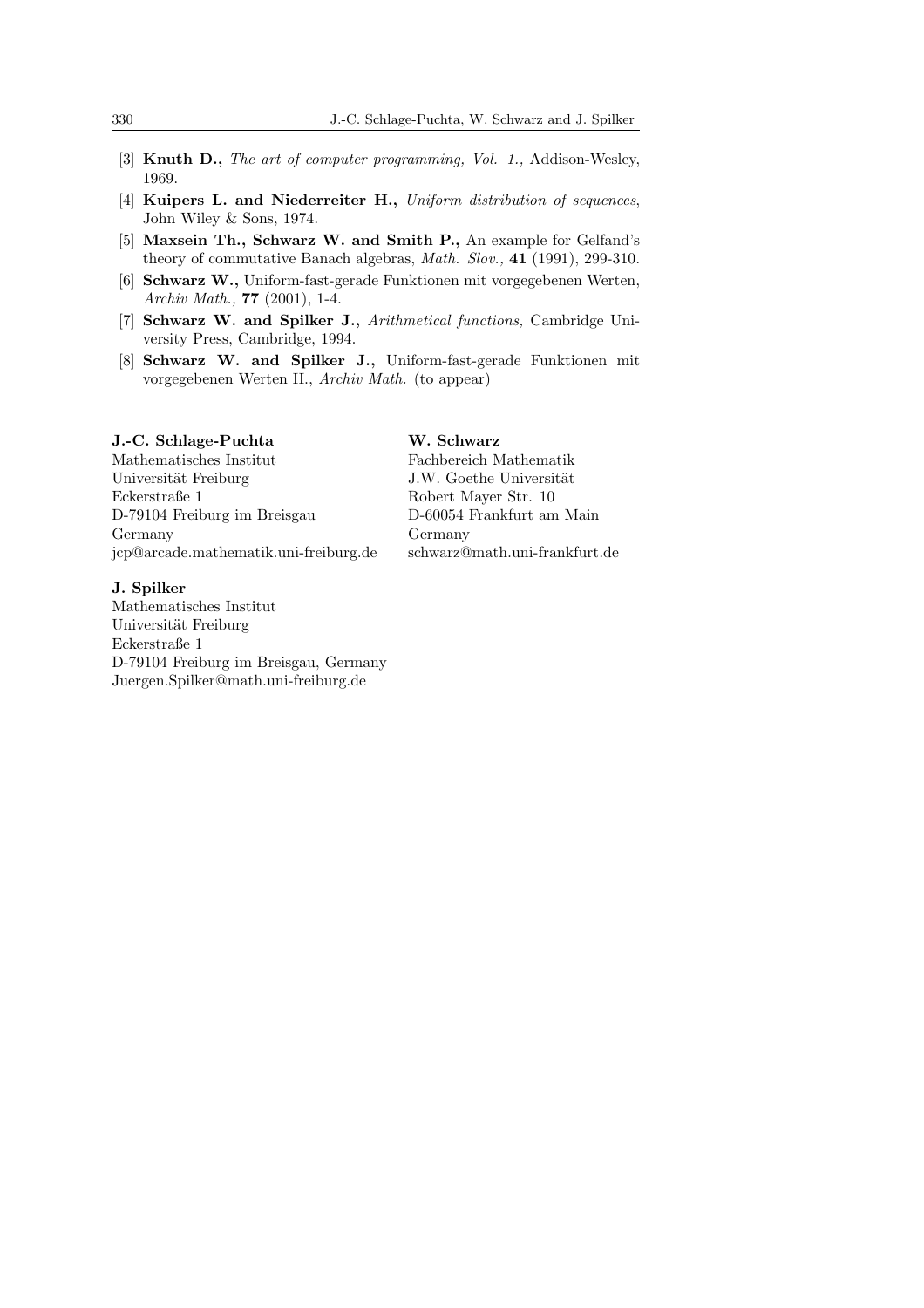[3] **Knuth D.,** *The art of computer programming, Vol. 1.,* Addison-Wesley, 1969.

[4] **Kuipers L. and Niederreiter H.,** *Uniform distribution of sequences*, John Wiley & Sons, 1974.

[5] **Maxsein Th., Schwarz W. and Smith P.,** An example for Gelfand's theory of commutative Banach algebras, *Math. Slov.,* **41** (1991), 299-310.

[6] **Schwarz W.,** Uniform-fast-gerade Funktionen mit vorgegebenen Werten, *Archiv Math.,* **77** (2001), 1-4.

[7] **Schwarz W. and Spilker J.,** *Arithmetical functions,* Cambridge University Press, Cambridge, 1994.

[8] **Schwarz W. and Spilker J.,** Uniform-fast-gerade Funktionen mit vorgegebenen Werten II., *Archiv Math.* (to appear)

**J.-C. Schlage-Puchta**
Mathematisches Institut
Universität Freiburg
Eckerstraße 1
D-79104 Freiburg im Breisgau
Germany
jcp@arcade.mathematik.uni-freiburg.de

**W. Schwarz**
Fachbereich Mathematik
J.W. Goethe Universität
Robert Mayer Str. 10
D-60054 Frankfurt am Main
Germany
schwarz@math.uni-frankfurt.de

**J. Spilker**
Mathematisches Institut
Universität Freiburg
Eckerstraße 1
D-79104 Freiburg im Breisgau, Germany
Juergen.Spilker@math.uni-freiburg.de